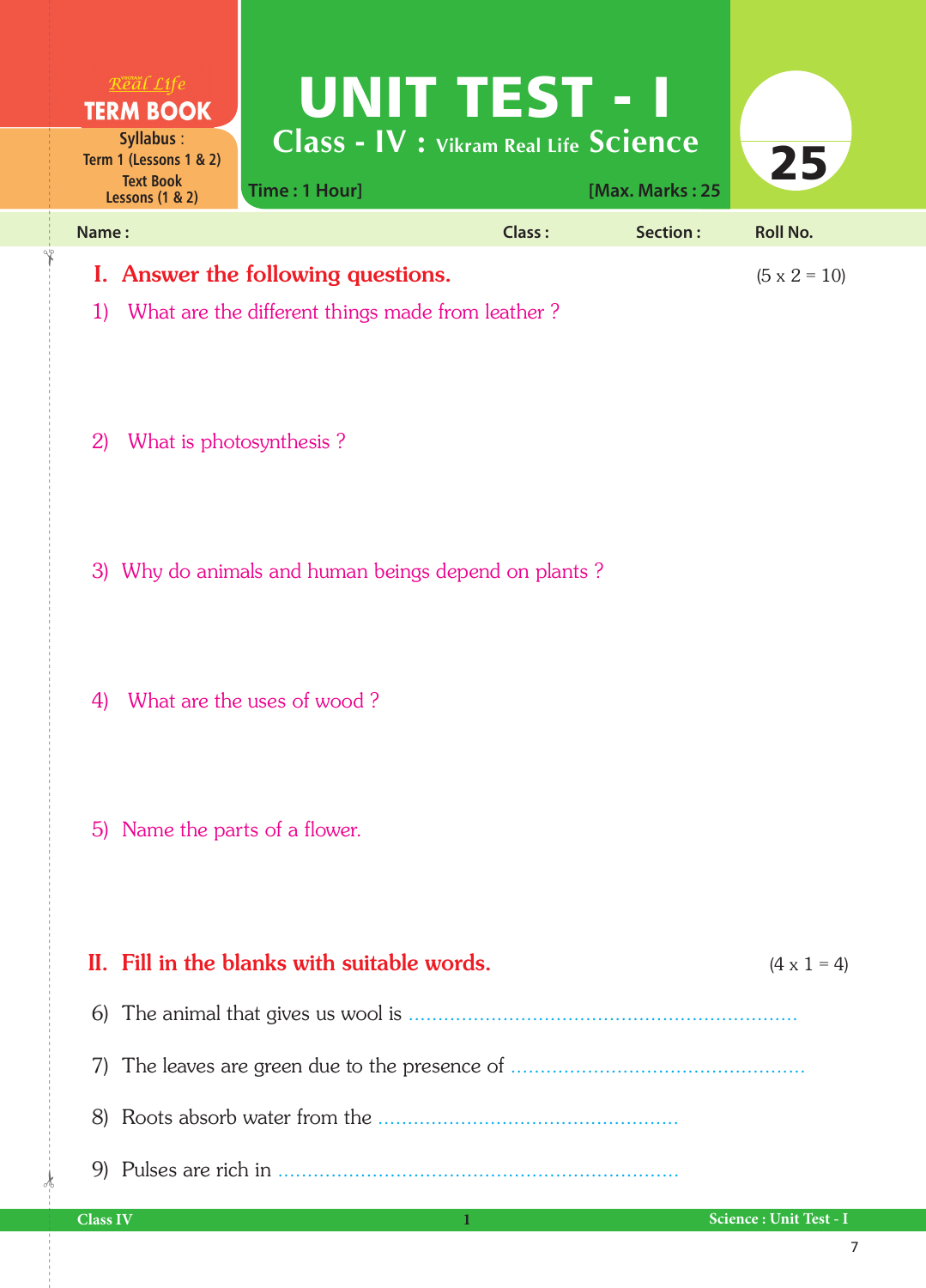Real Life
**TERM BOOK**

**Syllabus :** Term 1 (Lessons 1 & 2)
**Text Book** Lessons (1 & 2)

# UNIT TEST - I

## Class - IV : Vikram Real Life Science

**Time : 1 Hour]** **[Max. Marks : 25**

**25**

**Name :** **Class :** **Section :** **Roll No.**

## I. Answer the following questions. (5 x 2 = 10)

1) What are the different things made from leather ?

2) What is photosynthesis ?

3) Why do animals and human beings depend on plants ?

4) What are the uses of wood ?

5) Name the parts of a flower.

## II. Fill in the blanks with suitable words. (4 x 1 = 4)

6) The animal that gives us wool is ..................................................................

7) The leaves are green due to the presence of ..................................................

8) Roots absorb water from the ....................................................

9) Pulses are rich in ....................................................................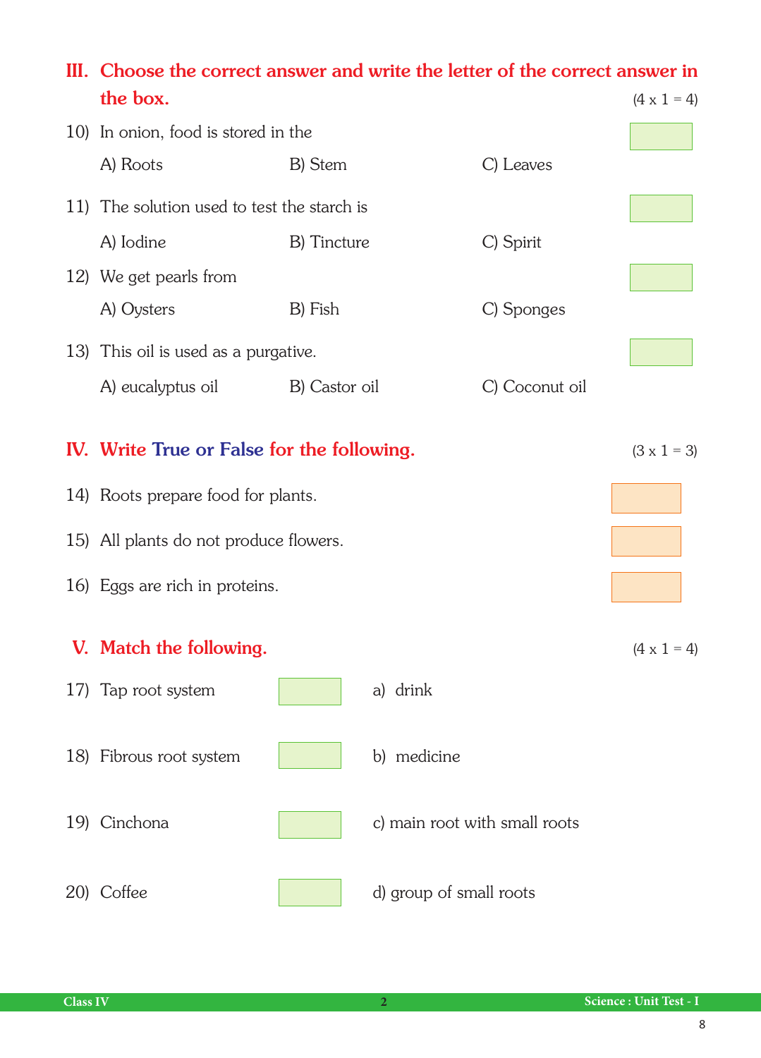## III. Choose the correct answer and write the letter of the correct answer in the box. (4 x 1 = 4)

10) In onion, food is stored in the

A) Roots B) Stem C) Leaves

11) The solution used to test the starch is

A) Iodine B) Tincture C) Spirit

12) We get pearls from

A) Oysters B) Fish C) Sponges

13) This oil is used as a purgative.

A) eucalyptus oil B) Castor oil C) Coconut oil

## IV. Write True or False for the following. (3 x 1 = 3)

14) Roots prepare food for plants.

15) All plants do not produce flowers.

16) Eggs are rich in proteins.

## V. Match the following. (4 x 1 = 4)

| | | |
|---|---|---|
| 17) Tap root system | | a) drink |
| 18) Fibrous root system | | b) medicine |
| 19) Cinchona | | c) main root with small roots |
| 20) Coffee | | d) group of small roots |